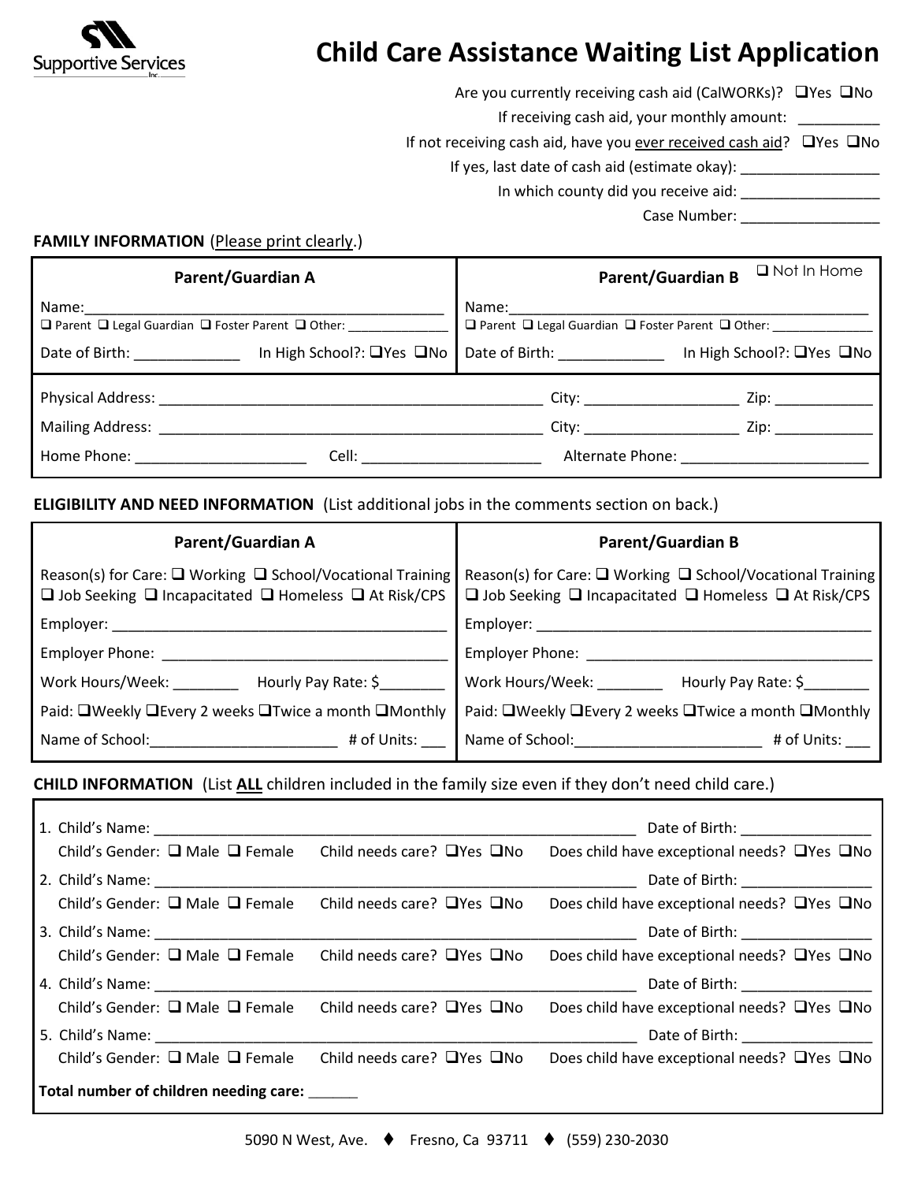Supportive Services Inc

# Child Care Assistance Waiting List Application

Are you currently receiving cash aid (CalWORKs)? ❑Yes ❑No

If receiving cash aid, your monthly amount: __________

If not receiving cash aid, have you ever received cash aid? ❑Yes ❑No

If yes, last date of cash aid (estimate okay): _________________

In which county did you receive aid: _________________

Case Number: _________________

**FAMILY INFORMATION** (Please print clearly.)

| Parent/Guardian A | Parent/Guardian B ❑ Not In Home |
|---|---|
| Name:_____________________________________________ | Name:_____________________________________________ |
| ❑ Parent ❑ Legal Guardian ❑ Foster Parent ❑ Other: ______________ | ❑ Parent ❑ Legal Guardian ❑ Foster Parent ❑ Other: ______________ |
| Date of Birth: _____________ In High School?: ❑Yes ❑No | Date of Birth: _____________ In High School?: ❑Yes ❑No |

Physical Address: _______________________________________________ City: ___________________ Zip: ____________

Mailing Address: _______________________________________________ City: ___________________ Zip: ____________

Home Phone: _____________________ Cell: ______________________ Alternate Phone: _______________________

**ELIGIBILITY AND NEED INFORMATION** (List additional jobs in the comments section on back.)

| Parent/Guardian A | Parent/Guardian B |
|---|---|
| Reason(s) for Care: ❑ Working ❑ School/Vocational Training ❑ Job Seeking ❑ Incapacitated ❑ Homeless ❑ At Risk/CPS | Reason(s) for Care: ❑ Working ❑ School/Vocational Training ❑ Job Seeking ❑ Incapacitated ❑ Homeless ❑ At Risk/CPS |
| Employer: ________________________________________ | Employer: ________________________________________ |
| Employer Phone: ___________________________________ | Employer Phone: ___________________________________ |
| Work Hours/Week: ________ Hourly Pay Rate: $________ | Work Hours/Week: ________ Hourly Pay Rate: $________ |
| Paid: ❑Weekly ❑Every 2 weeks ❑Twice a month ❑Monthly | Paid: ❑Weekly ❑Every 2 weeks ❑Twice a month ❑Monthly |
| Name of School:______________________ # of Units: ___ | Name of School:______________________ # of Units: ___ |

**CHILD INFORMATION** (List **ALL** children included in the family size even if they don't need child care.)

1. Child's Name: ___________________________________________________________ Date of Birth: ________________
   Child's Gender: ❑ Male ❑ Female Child needs care? ❑Yes ❑No Does child have exceptional needs? ❑Yes ❑No
2. Child's Name: ___________________________________________________________ Date of Birth: ________________
   Child's Gender: ❑ Male ❑ Female Child needs care? ❑Yes ❑No Does child have exceptional needs? ❑Yes ❑No
3. Child's Name: ___________________________________________________________ Date of Birth: ________________
   Child's Gender: ❑ Male ❑ Female Child needs care? ❑Yes ❑No Does child have exceptional needs? ❑Yes ❑No
4. Child's Name: ___________________________________________________________ Date of Birth: ________________
   Child's Gender: ❑ Male ❑ Female Child needs care? ❑Yes ❑No Does child have exceptional needs? ❑Yes ❑No
5. Child's Name: ___________________________________________________________ Date of Birth: ________________
   Child's Gender: ❑ Male ❑ Female Child needs care? ❑Yes ❑No Does child have exceptional needs? ❑Yes ❑No

**Total number of children needing care:** ______

5090 N West, Ave. ♦ Fresno, Ca 93711 ♦ (559) 230-2030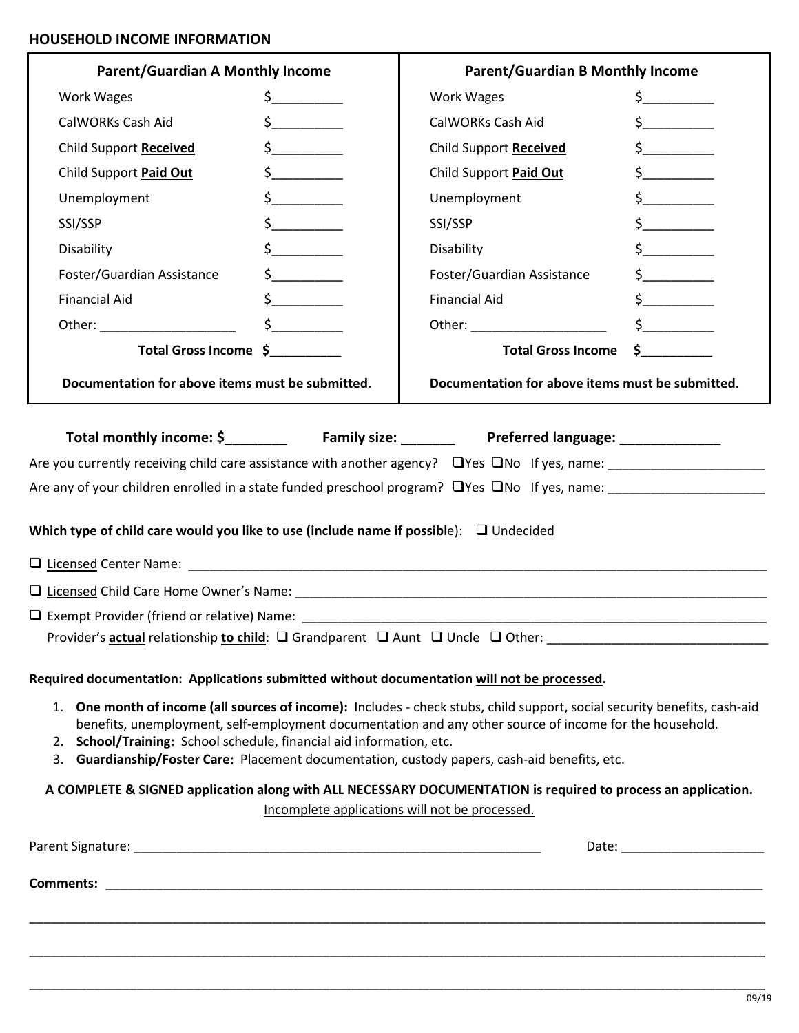## HOUSEHOLD INCOME INFORMATION

| Parent/Guardian A Monthly Income | | Parent/Guardian B Monthly Income | |
|---|---|---|---|
| Work Wages | $__________ | Work Wages | $__________ |
| CalWORKs Cash Aid | $__________ | CalWORKs Cash Aid | $__________ |
| Child Support **Received** | $__________ | Child Support **Received** | $__________ |
| Child Support **Paid Out** | $__________ | Child Support **Paid Out** | $__________ |
| Unemployment | $__________ | Unemployment | $__________ |
| SSI/SSP | $__________ | SSI/SSP | $__________ |
| Disability | $__________ | Disability | $__________ |
| Foster/Guardian Assistance | $__________ | Foster/Guardian Assistance | $__________ |
| Financial Aid | $__________ | Financial Aid | $__________ |
| Other: ___________________ | $__________ | Other: ___________________ | $__________ |
| **Total Gross Income** | **$__________** | **Total Gross Income** | **$__________** |
| **Documentation for above items must be submitted.** | | **Documentation for above items must be submitted.** | |

**Total monthly income: $________ Family size: _______ Preferred language: _____________**

Are you currently receiving child care assistance with another agency? ❑Yes ❑No If yes, name: ______________________

Are any of your children enrolled in a state funded preschool program? ❑Yes ❑No If yes, name: ______________________

**Which type of child care would you like to use (include name if possibl**e): ❑ Undecided

❑ Licensed Center Name: ______________________________________________________________________

❑ Licensed Child Care Home Owner's Name: ______________________________________________________

❑ Exempt Provider (friend or relative) Name: _____________________________________________________

Provider's **actual** relationship **to child**: ❑ Grandparent ❑ Aunt ❑ Uncle ❑ Other: ______________________________

**Required documentation: Applications submitted without documentation will not be processed.**

1. **One month of income (all sources of income):** Includes - check stubs, child support, social security benefits, cash-aid benefits, unemployment, self-employment documentation and any other source of income for the household.
2. **School/Training:** School schedule, financial aid information, etc.
3. **Guardianship/Foster Care:** Placement documentation, custody papers, cash-aid benefits, etc.

**A COMPLETE & SIGNED application along with ALL NECESSARY DOCUMENTATION is required to process an application.**

Incomplete applications will not be processed.

Parent Signature: ___________________________________________________________ Date: ____________________

**Comments:** _____________________________________________________________________________________________

_____________________________________________________________________________________________________

_____________________________________________________________________________________________________

_____________________________________________________________________________________________________

09/19